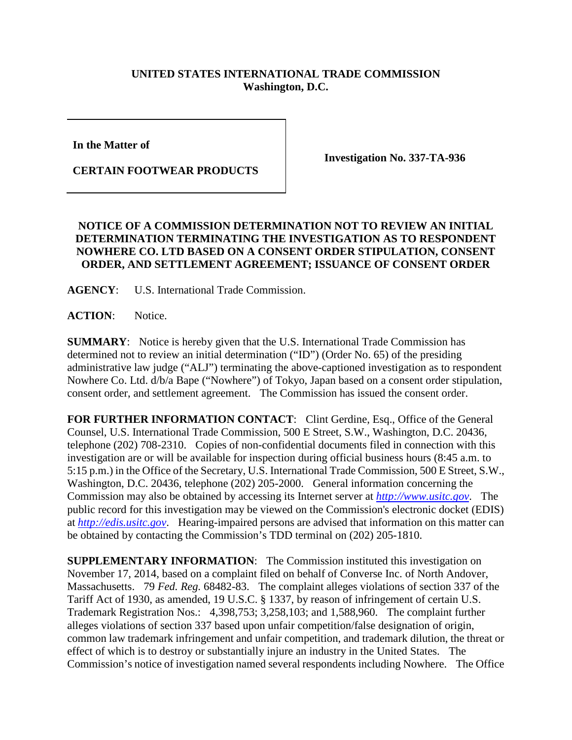**UNITED STATES INTERNATIONAL TRADE COMMISSION**
**Washington, D.C.**

| | |
|---|---|
| **In the Matter of**<br><br>**CERTAIN FOOTWEAR PRODUCTS** | **Investigation No. 337-TA-936** |

**NOTICE OF A COMMISSION DETERMINATION NOT TO REVIEW AN INITIAL DETERMINATION TERMINATING THE INVESTIGATION AS TO RESPONDENT NOWHERE CO. LTD BASED ON A CONSENT ORDER STIPULATION, CONSENT ORDER, AND SETTLEMENT AGREEMENT; ISSUANCE OF CONSENT ORDER**

**AGENCY**: U.S. International Trade Commission.

**ACTION**: Notice.

**SUMMARY**: Notice is hereby given that the U.S. International Trade Commission has determined not to review an initial determination ("ID") (Order No. 65) of the presiding administrative law judge ("ALJ") terminating the above-captioned investigation as to respondent Nowhere Co. Ltd. d/b/a Bape ("Nowhere") of Tokyo, Japan based on a consent order stipulation, consent order, and settlement agreement. The Commission has issued the consent order.

**FOR FURTHER INFORMATION CONTACT**: Clint Gerdine, Esq., Office of the General Counsel, U.S. International Trade Commission, 500 E Street, S.W., Washington, D.C. 20436, telephone (202) 708-2310. Copies of non-confidential documents filed in connection with this investigation are or will be available for inspection during official business hours (8:45 a.m. to 5:15 p.m.) in the Office of the Secretary, U.S. International Trade Commission, 500 E Street, S.W., Washington, D.C. 20436, telephone (202) 205-2000. General information concerning the Commission may also be obtained by accessing its Internet server at *http://www.usitc.gov*. The public record for this investigation may be viewed on the Commission's electronic docket (EDIS) at *http://edis.usitc.gov*. Hearing-impaired persons are advised that information on this matter can be obtained by contacting the Commission's TDD terminal on (202) 205-1810.

**SUPPLEMENTARY INFORMATION**: The Commission instituted this investigation on November 17, 2014, based on a complaint filed on behalf of Converse Inc. of North Andover, Massachusetts. 79 *Fed. Reg.* 68482-83. The complaint alleges violations of section 337 of the Tariff Act of 1930, as amended, 19 U.S.C. § 1337, by reason of infringement of certain U.S. Trademark Registration Nos.: 4,398,753; 3,258,103; and 1,588,960. The complaint further alleges violations of section 337 based upon unfair competition/false designation of origin, common law trademark infringement and unfair competition, and trademark dilution, the threat or effect of which is to destroy or substantially injure an industry in the United States. The Commission's notice of investigation named several respondents including Nowhere. The Office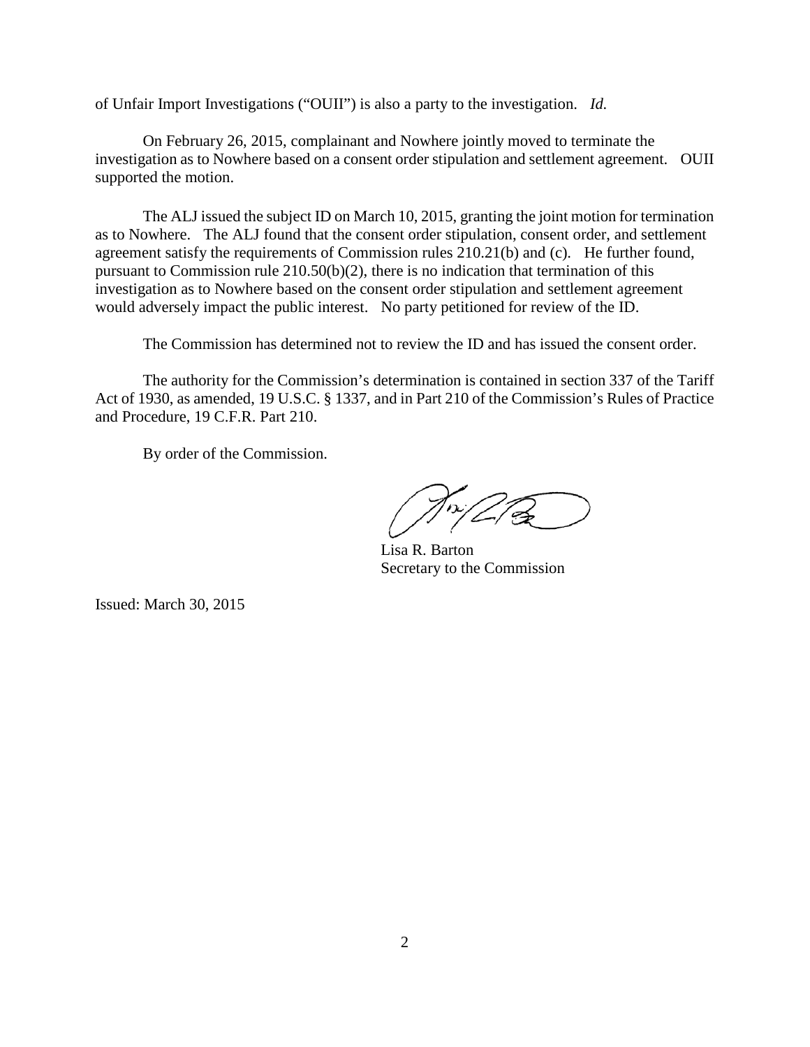of Unfair Import Investigations ("OUII") is also a party to the investigation. *Id.*

On February 26, 2015, complainant and Nowhere jointly moved to terminate the investigation as to Nowhere based on a consent order stipulation and settlement agreement. OUII supported the motion.

The ALJ issued the subject ID on March 10, 2015, granting the joint motion for termination as to Nowhere. The ALJ found that the consent order stipulation, consent order, and settlement agreement satisfy the requirements of Commission rules 210.21(b) and (c). He further found, pursuant to Commission rule 210.50(b)(2), there is no indication that termination of this investigation as to Nowhere based on the consent order stipulation and settlement agreement would adversely impact the public interest. No party petitioned for review of the ID.

The Commission has determined not to review the ID and has issued the consent order.

The authority for the Commission's determination is contained in section 337 of the Tariff Act of 1930, as amended, 19 U.S.C. § 1337, and in Part 210 of the Commission's Rules of Practice and Procedure, 19 C.F.R. Part 210.

By order of the Commission.

Lisa R. Barton
Secretary to the Commission

Issued: March 30, 2015